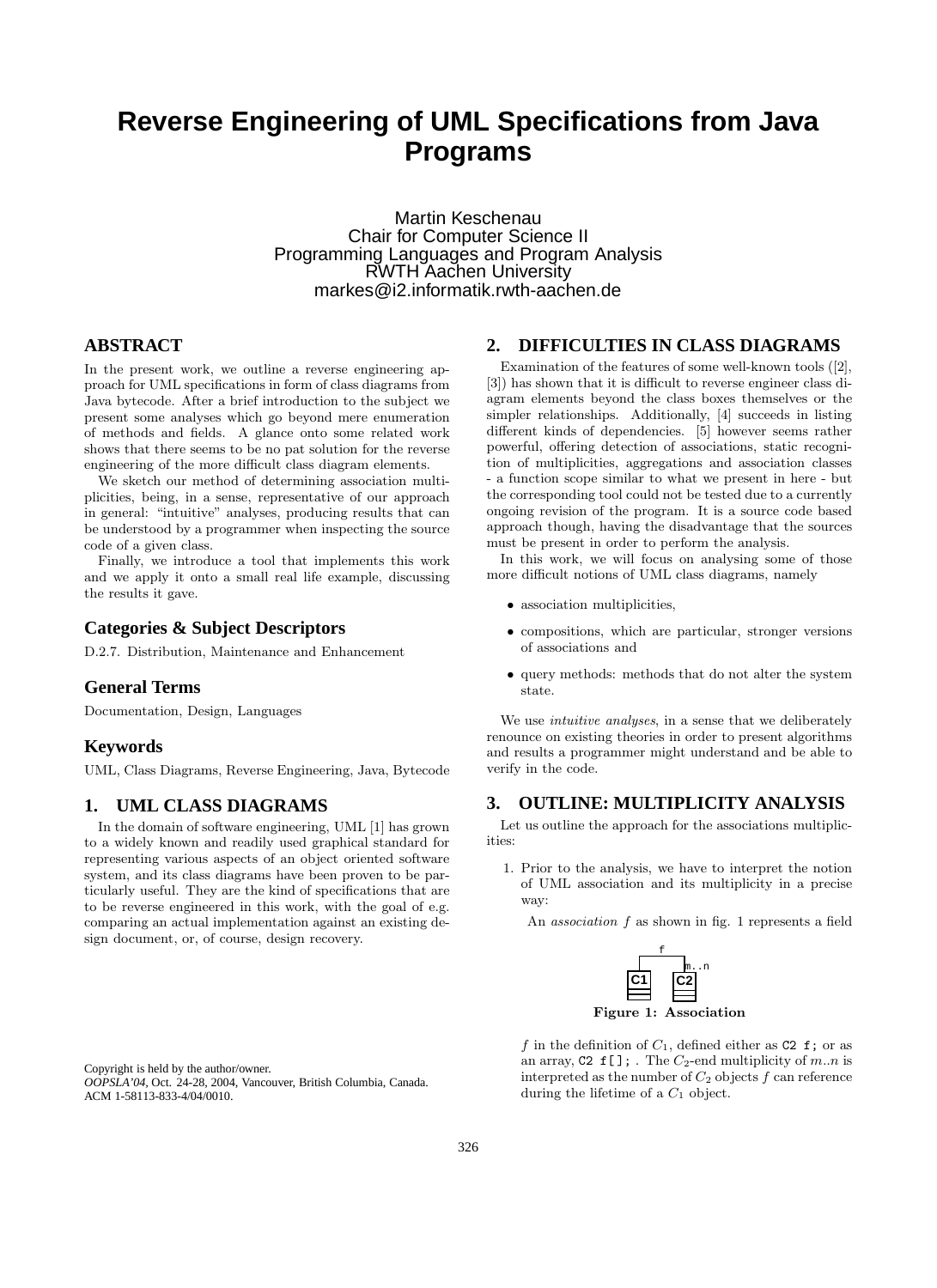# Reverse Engineering of UML Specifications from Java Programs

Martin Keschenau
Chair for Computer Science II
Programming Languages and Program Analysis
RWTH Aachen University
markes@i2.informatik.rwth-aachen.de

## ABSTRACT

In the present work, we outline a reverse engineering approach for UML specifications in form of class diagrams from Java bytecode. After a brief introduction to the subject we present some analyses which go beyond mere enumeration of methods and fields. A glance onto some related work shows that there seems to be no pat solution for the reverse engineering of the more difficult class diagram elements.

We sketch our method of determining association multiplicities, being, in a sense, representative of our approach in general: "intuitive" analyses, producing results that can be understood by a programmer when inspecting the source code of a given class.

Finally, we introduce a tool that implements this work and we apply it onto a small real life example, discussing the results it gave.

### Categories & Subject Descriptors

D.2.7. Distribution, Maintenance and Enhancement

### General Terms

Documentation, Design, Languages

### Keywords

UML, Class Diagrams, Reverse Engineering, Java, Bytecode

## 1. UML CLASS DIAGRAMS

In the domain of software engineering, UML [1] has grown to a widely known and readily used graphical standard for representing various aspects of an object oriented software system, and its class diagrams have been proven to be particularly useful. They are the kind of specifications that are to be reverse engineered in this work, with the goal of e.g. comparing an actual implementation against an existing design document, or, of course, design recovery.

Copyright is held by the author/owner.
*OOPSLA'04*, Oct. 24-28, 2004, Vancouver, British Columbia, Canada.
ACM 1-58113-833-4/04/0010.

## 2. DIFFICULTIES IN CLASS DIAGRAMS

Examination of the features of some well-known tools ([2], [3]) has shown that it is difficult to reverse engineer class diagram elements beyond the class boxes themselves or the simpler relationships. Additionally, [4] succeeds in listing different kinds of dependencies. [5] however seems rather powerful, offering detection of associations, static recognition of multiplicities, aggregations and association classes - a function scope similar to what we present in here - but the corresponding tool could not be tested due to a currently ongoing revision of the program. It is a source code based approach though, having the disadvantage that the sources must be present in order to perform the analysis.

In this work, we will focus on analysing some of those more difficult notions of UML class diagrams, namely

- association multiplicities,
- compositions, which are particular, stronger versions of associations and
- query methods: methods that do not alter the system state.

We use *intuitive analyses*, in a sense that we deliberately renounce on existing theories in order to present algorithms and results a programmer might understand and be able to verify in the code.

## 3. OUTLINE: MULTIPLICITY ANALYSIS

Let us outline the approach for the associations multiplicities:

1. Prior to the analysis, we have to interpret the notion of UML association and its multiplicity in a precise way:

   An *association* $f$ as shown in fig. 1 represents a field

   **Figure 1: Association**

   $f$ in the definition of $C_1$, defined either as `C2 f;` or as an array, `C2 f[];` . The $C_2$-end multiplicity of $m..n$ is interpreted as the number of $C_2$ objects $f$ can reference during the lifetime of a $C_1$ object.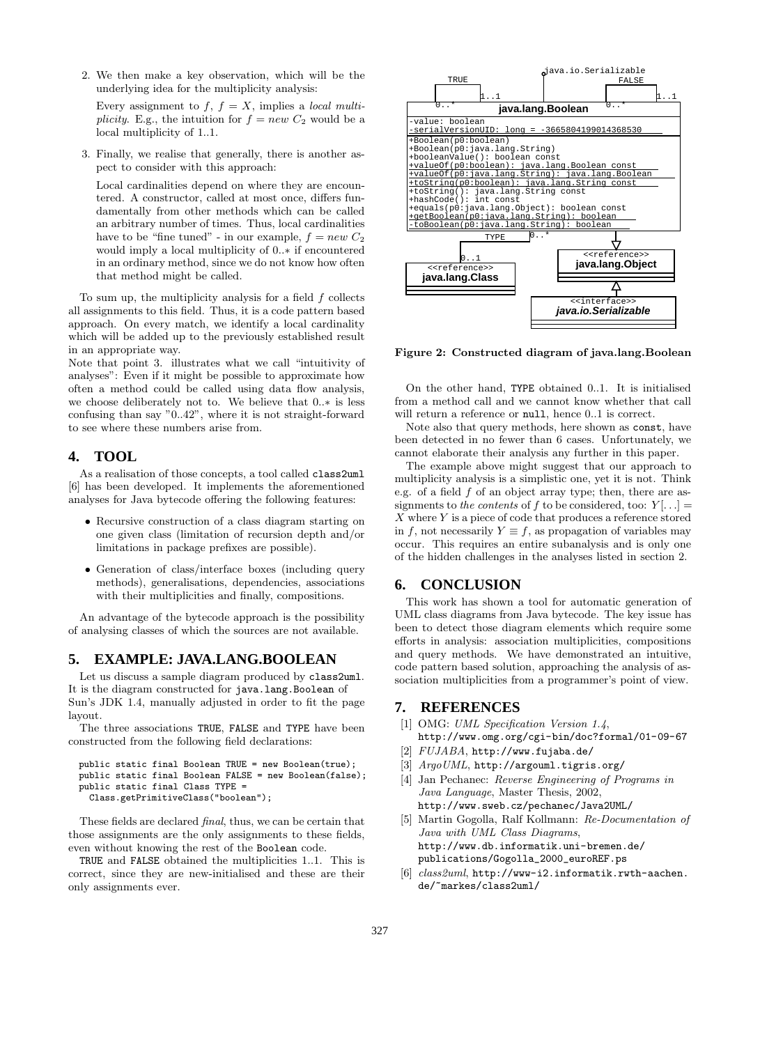2. We then make a key observation, which will be the underlying idea for the multiplicity analysis:

   Every assignment to $f$, $f = X$, implies a *local multiplicity*. E.g., the intuition for $f = new\ C_2$ would be a local multiplicity of 1..1.

3. Finally, we realise that generally, there is another aspect to consider with this approach:

   Local cardinalities depend on where they are encountered. A constructor, called at most once, differs fundamentally from other methods which can be called an arbitrary number of times. Thus, local cardinalities have to be "fine tuned" - in our example, $f = new\ C_2$ would imply a local multiplicity of 0..* if encountered in an ordinary method, since we do not know how often that method might be called.

To sum up, the multiplicity analysis for a field $f$ collects all assignments to this field. Thus, it is a code pattern based approach. On every match, we identify a local cardinality which will be added up to the previously established result in an appropriate way.

Note that point 3. illustrates what we call "intuitivity of analyses": Even if it might be possible to approximate how often a method could be called using data flow analysis, we choose deliberately not to. We believe that 0..* is less confusing than say "0..42", where it is not straight-forward to see where these numbers arise from.

# 4. TOOL

As a realisation of those concepts, a tool called `class2uml` [6] has been developed. It implements the aforementioned analyses for Java bytecode offering the following features:

- Recursive construction of a class diagram starting on one given class (limitation of recursion depth and/or limitations in package prefixes are possible).
- Generation of class/interface boxes (including query methods), generalisations, dependencies, associations with their multiplicities and finally, compositions.

An advantage of the bytecode approach is the possibility of analysing classes of which the sources are not available.

# 5. EXAMPLE: JAVA.LANG.BOOLEAN

Let us discuss a sample diagram produced by `class2uml`. It is the diagram constructed for `java.lang.Boolean` of Sun's JDK 1.4, manually adjusted in order to fit the page layout.

The three associations `TRUE`, `FALSE` and `TYPE` have been constructed from the following field declarations:

```
public static final Boolean TRUE = new Boolean(true);
public static final Boolean FALSE = new Boolean(false);
public static final Class TYPE =
  Class.getPrimitiveClass("boolean");
```

These fields are declared *final*, thus, we can be certain that those assignments are the only assignments to these fields, even without knowing the rest of the `Boolean` code.

`TRUE` and `FALSE` obtained the multiplicities 1..1. This is correct, since they are new-initialised and these are their only assignments ever.

java.io.Serializable
TRUE
FALSE
1..1
0..*
java.lang.Boolean
0..*
1..1
-value: boolean
-serialVersionUID: long = -3665804199014368530
+Boolean(p0:boolean)
+Boolean(p0:java.lang.String)
+booleanValue(): boolean const
+valueOf(p0:boolean): java.lang.Boolean const
+valueOf(p0:java.lang.String): java.lang.Boolean
+toString(p0:boolean): java.lang.String const
+toString(): java.lang.String const
+hashCode(): int const
+equals(p0:java.lang.Object): boolean const
+getBoolean(p0:java.lang.String): boolean
-toBoolean(p0:java.lang.String): boolean
TYPE
0..*
0..1
<<reference>>
java.lang.Class
<<reference>>
java.lang.Object
<<interface>>
java.io.Serializable

**Figure 2: Constructed diagram of java.lang.Boolean**

On the other hand, `TYPE` obtained 0..1. It is initialised from a method call and we cannot know whether that call will return a reference or `null`, hence 0..1 is correct.

Note also that query methods, here shown as `const`, have been detected in no fewer than 6 cases. Unfortunately, we cannot elaborate their analysis any further in this paper.

The example above might suggest that our approach to multiplicity analysis is a simplistic one, yet it is not. Think e.g. of a field $f$ of an object array type; then, there are assignments to *the contents* of $f$ to be considered, too: $Y[\ldots] = X$ where $Y$ is a piece of code that produces a reference stored in $f$, not necessarily $Y \equiv f$, as propagation of variables may occur. This requires an entire subanalysis and is only one of the hidden challenges in the analyses listed in section 2.

# 6. CONCLUSION

This work has shown a tool for automatic generation of UML class diagrams from Java bytecode. The key issue has been to detect those diagram elements which require some efforts in analysis: association multiplicities, compositions and query methods. We have demonstrated an intuitive, code pattern based solution, approaching the analysis of association multiplicities from a programmer's point of view.

# 7. REFERENCES

[1] OMG: *UML Specification Version 1.4*, http://www.omg.org/cgi-bin/doc?formal/01-09-67

[2] *FUJABA*, http://www.fujaba.de/

[3] *ArgoUML*, http://argouml.tigris.org/

[4] Jan Pechanec: *Reverse Engineering of Programs in Java Language*, Master Thesis, 2002, http://www.sweb.cz/pechanec/Java2UML/

[5] Martin Gogolla, Ralf Kollmann: *Re-Documentation of Java with UML Class Diagrams*, http://www.db.informatik.uni-bremen.de/publications/Gogolla_2000_euroREF.ps

[6] *class2uml*, http://www-i2.informatik.rwth-aachen.de/~markes/class2uml/